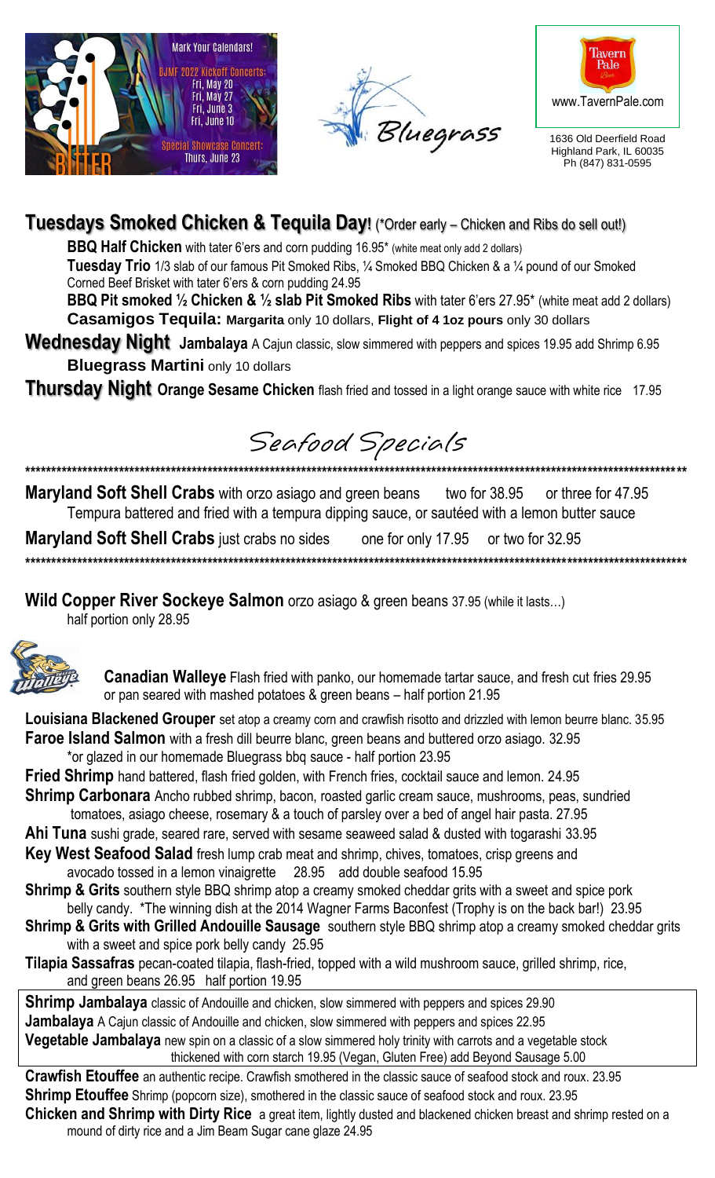Mark Your Calendars!

BJMF 2022 Kickoff Concerts:
Fri, May 20
Fri, May 27
Fri, June 3
Fri, June 10

Special Showcase Concert:
Thurs, June 23

Bluegrass

www.TavernPale.com

1636 Old Deerfield Road
Highland Park, IL 60035
Ph (847) 831-0595

## Tuesdays Smoked Chicken & Tequila Day! (*Order early – Chicken and Ribs do sell out!)

**BBQ Half Chicken** with tater 6'ers and corn pudding 16.95* (white meat only add 2 dollars)

**Tuesday Trio** 1/3 slab of our famous Pit Smoked Ribs, ¼ Smoked BBQ Chicken & a ¼ pound of our Smoked Corned Beef Brisket with tater 6'ers & corn pudding 24.95

**BBQ Pit smoked ½ Chicken & ½ slab Pit Smoked Ribs** with tater 6'ers 27.95* (white meat add 2 dollars)

**Casamigos Tequila: Margarita** only 10 dollars, **Flight of 4 1oz pours** only 30 dollars

## Wednesday Night

**Jambalaya** A Cajun classic, slow simmered with peppers and spices 19.95 add Shrimp 6.95

**Bluegrass Martini** only 10 dollars

## Thursday Night

**Orange Sesame Chicken** flash fried and tossed in a light orange sauce with white rice 17.95

# Seafood Specials

**Maryland Soft Shell Crabs** with orzo asiago and green beans two for 38.95 or three for 47.95
Tempura battered and fried with a tempura dipping sauce, or sautéed with a lemon butter sauce

**Maryland Soft Shell Crabs** just crabs no sides one for only 17.95 or two for 32.95

**Wild Copper River Sockeye Salmon** orzo asiago & green beans 37.95 (while it lasts…)
half portion only 28.95

**Canadian Walleye** Flash fried with panko, our homemade tartar sauce, and fresh cut fries 29.95
or pan seared with mashed potatoes & green beans – half portion 21.95

**Louisiana Blackened Grouper** set atop a creamy corn and crawfish risotto and drizzled with lemon beurre blanc. 35.95

**Faroe Island Salmon** with a fresh dill beurre blanc, green beans and buttered orzo asiago. 32.95
*or glazed in our homemade Bluegrass bbq sauce - half portion 23.95

**Fried Shrimp** hand battered, flash fried golden, with French fries, cocktail sauce and lemon. 24.95

**Shrimp Carbonara** Ancho rubbed shrimp, bacon, roasted garlic cream sauce, mushrooms, peas, sundried tomatoes, asiago cheese, rosemary & a touch of parsley over a bed of angel hair pasta. 27.95

**Ahi Tuna** sushi grade, seared rare, served with sesame seaweed salad & dusted with togarashi 33.95

**Key West Seafood Salad** fresh lump crab meat and shrimp, chives, tomatoes, crisp greens and avocado tossed in a lemon vinaigrette 28.95 add double seafood 15.95

**Shrimp & Grits** southern style BBQ shrimp atop a creamy smoked cheddar grits with a sweet and spice pork belly candy. *The winning dish at the 2014 Wagner Farms Baconfest (Trophy is on the back bar!) 23.95

**Shrimp & Grits with Grilled Andouille Sausage** southern style BBQ shrimp atop a creamy smoked cheddar grits with a sweet and spice pork belly candy 25.95

**Tilapia Sassafras** pecan-coated tilapia, flash-fried, topped with a wild mushroom sauce, grilled shrimp, rice, and green beans 26.95 half portion 19.95

**Shrimp Jambalaya** classic of Andouille and chicken, slow simmered with peppers and spices 29.90

**Jambalaya** A Cajun classic of Andouille and chicken, slow simmered with peppers and spices 22.95

**Vegetable Jambalaya** new spin on a classic of a slow simmered holy trinity with carrots and a vegetable stock thickened with corn starch 19.95 (Vegan, Gluten Free) add Beyond Sausage 5.00

**Crawfish Etouffee** an authentic recipe. Crawfish smothered in the classic sauce of seafood stock and roux. 23.95

**Shrimp Etouffee** Shrimp (popcorn size), smothered in the classic sauce of seafood stock and roux. 23.95

**Chicken and Shrimp with Dirty Rice** a great item, lightly dusted and blackened chicken breast and shrimp rested on a mound of dirty rice and a Jim Beam Sugar cane glaze 24.95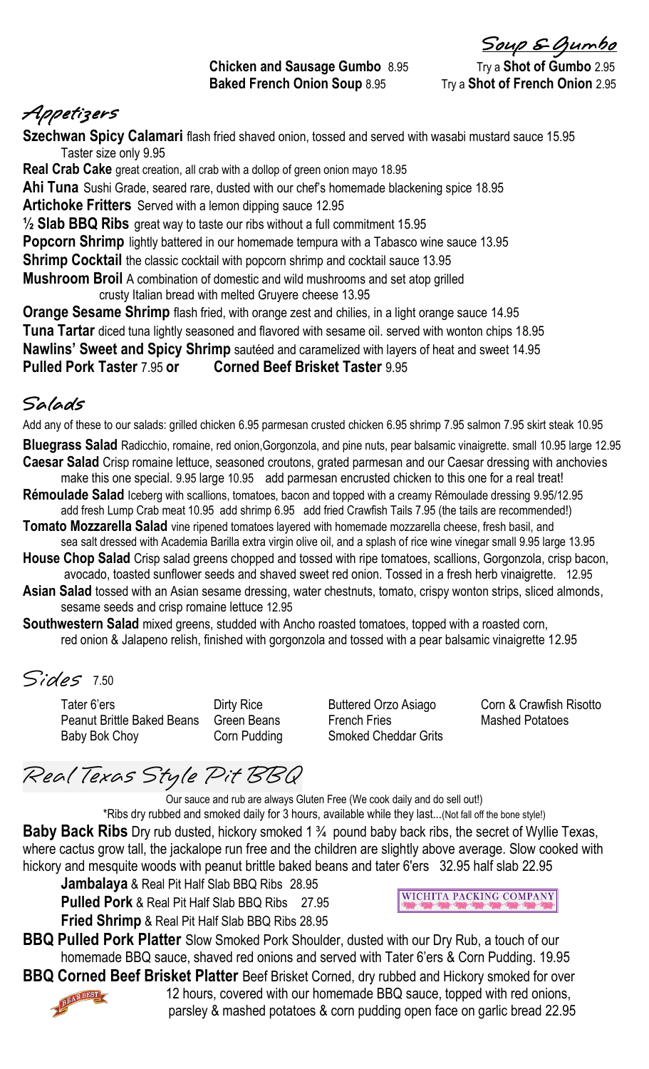## Soup & Gumbo

**Chicken and Sausage Gumbo** 8.95 Try a **Shot of Gumbo** 2.95
**Baked French Onion Soup** 8.95 Try a **Shot of French Onion** 2.95

## Appetizers

**Szechwan Spicy Calamari** flash fried shaved onion, tossed and served with wasabi mustard sauce 15.95
Taster size only 9.95

**Real Crab Cake** great creation, all crab with a dollop of green onion mayo 18.95

**Ahi Tuna** Sushi Grade, seared rare, dusted with our chef's homemade blackening spice 18.95

**Artichoke Fritters** Served with a lemon dipping sauce 12.95

**½ Slab BBQ Ribs** great way to taste our ribs without a full commitment 15.95

**Popcorn Shrimp** lightly battered in our homemade tempura with a Tabasco wine sauce 13.95

**Shrimp Cocktail** the classic cocktail with popcorn shrimp and cocktail sauce 13.95

**Mushroom Broil** A combination of domestic and wild mushrooms and set atop grilled crusty Italian bread with melted Gruyere cheese 13.95

**Orange Sesame Shrimp** flash fried, with orange zest and chilies, in a light orange sauce 14.95

**Tuna Tartar** diced tuna lightly seasoned and flavored with sesame oil. served with wonton chips 18.95

**Nawlins' Sweet and Spicy Shrimp** sautéed and caramelized with layers of heat and sweet 14.95

**Pulled Pork Taster** 7.95 **or** **Corned Beef Brisket Taster** 9.95

## Salads

Add any of these to our salads: grilled chicken 6.95 parmesan crusted chicken 6.95 shrimp 7.95 salmon 7.95 skirt steak 10.95

**Bluegrass Salad** Radicchio, romaine, red onion,Gorgonzola, and pine nuts, pear balsamic vinaigrette. small 10.95 large 12.95

**Caesar Salad** Crisp romaine lettuce, seasoned croutons, grated parmesan and our Caesar dressing with anchovies make this one special. 9.95 large 10.95 add parmesan encrusted chicken to this one for a real treat!

**Rémoulade Salad** Iceberg with scallions, tomatoes, bacon and topped with a creamy Rémoulade dressing 9.95/12.95
add fresh Lump Crab meat 10.95 add shrimp 6.95 add fried Crawfish Tails 7.95 (the tails are recommended!)

**Tomato Mozzarella Salad** vine ripened tomatoes layered with homemade mozzarella cheese, fresh basil, and sea salt dressed with Academia Barilla extra virgin olive oil, and a splash of rice wine vinegar small 9.95 large 13.95

**House Chop Salad** Crisp salad greens chopped and tossed with ripe tomatoes, scallions, Gorgonzola, crisp bacon, avocado, toasted sunflower seeds and shaved sweet red onion. Tossed in a fresh herb vinaigrette. 12.95

**Asian Salad** tossed with an Asian sesame dressing, water chestnuts, tomato, crispy wonton strips, sliced almonds, sesame seeds and crisp romaine lettuce 12.95

**Southwestern Salad** mixed greens, studded with Ancho roasted tomatoes, topped with a roasted corn, red onion & Jalapeno relish, finished with gorgonzola and tossed with a pear balsamic vinaigrette 12.95

## Sides 7.50

| | | | |
|---|---|---|---|
| Tater 6'ers | Dirty Rice | Buttered Orzo Asiago | Corn & Crawfish Risotto |
| Peanut Brittle Baked Beans | Green Beans | French Fries | Mashed Potatoes |
| Baby Bok Choy | Corn Pudding | Smoked Cheddar Grits | |

## Real Texas Style Pit BBQ

Our sauce and rub are always Gluten Free (We cook daily and do sell out!)

*Ribs dry rubbed and smoked daily for 3 hours, available while they last...(Not fall off the bone style!)

**Baby Back Ribs** Dry rub dusted, hickory smoked 1 ¾ pound baby back ribs, the secret of Wyllie Texas, where cactus grow tall, the jackalope run free and the children are slightly above average. Slow cooked with hickory and mesquite woods with peanut brittle baked beans and tater 6'ers 32.95 half slab 22.95

**Jambalaya** & Real Pit Half Slab BBQ Ribs 28.95
**Pulled Pork** & Real Pit Half Slab BBQ Ribs 27.95
**Fried Shrimp** & Real Pit Half Slab BBQ Ribs 28.95

WICHITA PACKING COMPANY

**BBQ Pulled Pork Platter** Slow Smoked Pork Shoulder, dusted with our Dry Rub, a touch of our homemade BBQ sauce, shaved red onions and served with Tater 6'ers & Corn Pudding. 19.95

**BBQ Corned Beef Brisket Platter** Beef Brisket Corned, dry rubbed and Hickory smoked for over 12 hours, covered with our homemade BBQ sauce, topped with red onions, parsley & mashed potatoes & corn pudding open face on garlic bread 22.95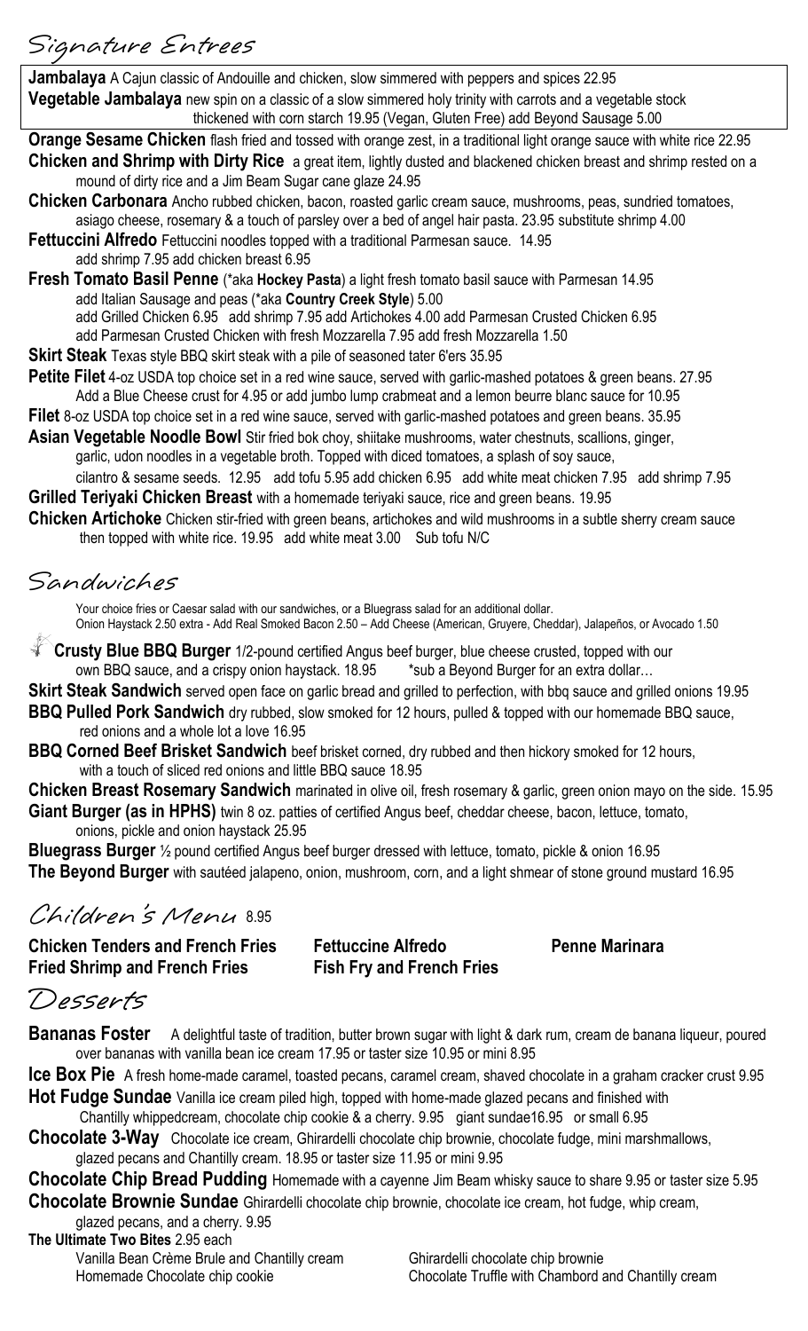## Signature Entrees

**Jambalaya** A Cajun classic of Andouille and chicken, slow simmered with peppers and spices 22.95

**Vegetable Jambalaya** new spin on a classic of a slow simmered holy trinity with carrots and a vegetable stock thickened with corn starch 19.95 (Vegan, Gluten Free) add Beyond Sausage 5.00

**Orange Sesame Chicken** flash fried and tossed with orange zest, in a traditional light orange sauce with white rice 22.95

**Chicken and Shrimp with Dirty Rice** a great item, lightly dusted and blackened chicken breast and shrimp rested on a mound of dirty rice and a Jim Beam Sugar cane glaze 24.95

**Chicken Carbonara** Ancho rubbed chicken, bacon, roasted garlic cream sauce, mushrooms, peas, sundried tomatoes, asiago cheese, rosemary & a touch of parsley over a bed of angel hair pasta. 23.95 substitute shrimp 4.00

**Fettuccini Alfredo** Fettuccini noodles topped with a traditional Parmesan sauce. 14.95
add shrimp 7.95 add chicken breast 6.95

**Fresh Tomato Basil Penne** (*aka **Hockey Pasta**) a light fresh tomato basil sauce with Parmesan 14.95
add Italian Sausage and peas (*aka **Country Creek Style**) 5.00
add Grilled Chicken 6.95 add shrimp 7.95 add Artichokes 4.00 add Parmesan Crusted Chicken 6.95
add Parmesan Crusted Chicken with fresh Mozzarella 7.95 add fresh Mozzarella 1.50

**Skirt Steak** Texas style BBQ skirt steak with a pile of seasoned tater 6'ers 35.95

**Petite Filet** 4-oz USDA top choice set in a red wine sauce, served with garlic-mashed potatoes & green beans. 27.95
Add a Blue Cheese crust for 4.95 or add jumbo lump crabmeat and a lemon beurre blanc sauce for 10.95

**Filet** 8-oz USDA top choice set in a red wine sauce, served with garlic-mashed potatoes and green beans. 35.95

**Asian Vegetable Noodle Bowl** Stir fried bok choy, shiitake mushrooms, water chestnuts, scallions, ginger, garlic, udon noodles in a vegetable broth. Topped with diced tomatoes, a splash of soy sauce, cilantro & sesame seeds. 12.95 add tofu 5.95 add chicken 6.95 add white meat chicken 7.95 add shrimp 7.95

**Grilled Teriyaki Chicken Breast** with a homemade teriyaki sauce, rice and green beans. 19.95

**Chicken Artichoke** Chicken stir-fried with green beans, artichokes and wild mushrooms in a subtle sherry cream sauce then topped with white rice. 19.95 add white meat 3.00 Sub tofu N/C

## Sandwiches

Your choice fries or Caesar salad with our sandwiches, or a Bluegrass salad for an additional dollar.
Onion Haystack 2.50 extra - Add Real Smoked Bacon 2.50 – Add Cheese (American, Gruyere, Cheddar), Jalapeños, or Avocado 1.50

**Crusty Blue BBQ Burger** 1/2-pound certified Angus beef burger, blue cheese crusted, topped with our own BBQ sauce, and a crispy onion haystack. 18.95 *sub a Beyond Burger for an extra dollar…

**Skirt Steak Sandwich** served open face on garlic bread and grilled to perfection, with bbq sauce and grilled onions 19.95

**BBQ Pulled Pork Sandwich** dry rubbed, slow smoked for 12 hours, pulled & topped with our homemade BBQ sauce, red onions and a whole lot a love 16.95

**BBQ Corned Beef Brisket Sandwich** beef brisket corned, dry rubbed and then hickory smoked for 12 hours, with a touch of sliced red onions and little BBQ sauce 18.95

**Chicken Breast Rosemary Sandwich** marinated in olive oil, fresh rosemary & garlic, green onion mayo on the side. 15.95

**Giant Burger (as in HPHS)** twin 8 oz. patties of certified Angus beef, cheddar cheese, bacon, lettuce, tomato, onions, pickle and onion haystack 25.95

**Bluegrass Burger** ½ pound certified Angus beef burger dressed with lettuce, tomato, pickle & onion 16.95

**The Beyond Burger** with sautéed jalapeno, onion, mushroom, corn, and a light shmear of stone ground mustard 16.95

## Children's Menu 8.95

**Chicken Tenders and French Fries**
**Fried Shrimp and French Fries**
**Fettuccine Alfredo**
**Fish Fry and French Fries**
**Penne Marinara**

## Desserts

**Bananas Foster** A delightful taste of tradition, butter brown sugar with light & dark rum, cream de banana liqueur, poured over bananas with vanilla bean ice cream 17.95 or taster size 10.95 or mini 8.95

**Ice Box Pie** A fresh home-made caramel, toasted pecans, caramel cream, shaved chocolate in a graham cracker crust 9.95

**Hot Fudge Sundae** Vanilla ice cream piled high, topped with home-made glazed pecans and finished with Chantilly whippedcream, chocolate chip cookie & a cherry. 9.95 giant sundae16.95 or small 6.95

**Chocolate 3-Way** Chocolate ice cream, Ghirardelli chocolate chip brownie, chocolate fudge, mini marshmallows, glazed pecans and Chantilly cream. 18.95 or taster size 11.95 or mini 9.95

**Chocolate Chip Bread Pudding** Homemade with a cayenne Jim Beam whisky sauce to share 9.95 or taster size 5.95

**Chocolate Brownie Sundae** Ghirardelli chocolate chip brownie, chocolate ice cream, hot fudge, whip cream, glazed pecans, and a cherry. 9.95

**The Ultimate Two Bites** 2.95 each
- Vanilla Bean Crème Brule and Chantilly cream
- Homemade Chocolate chip cookie
- Ghirardelli chocolate chip brownie
- Chocolate Truffle with Chambord and Chantilly cream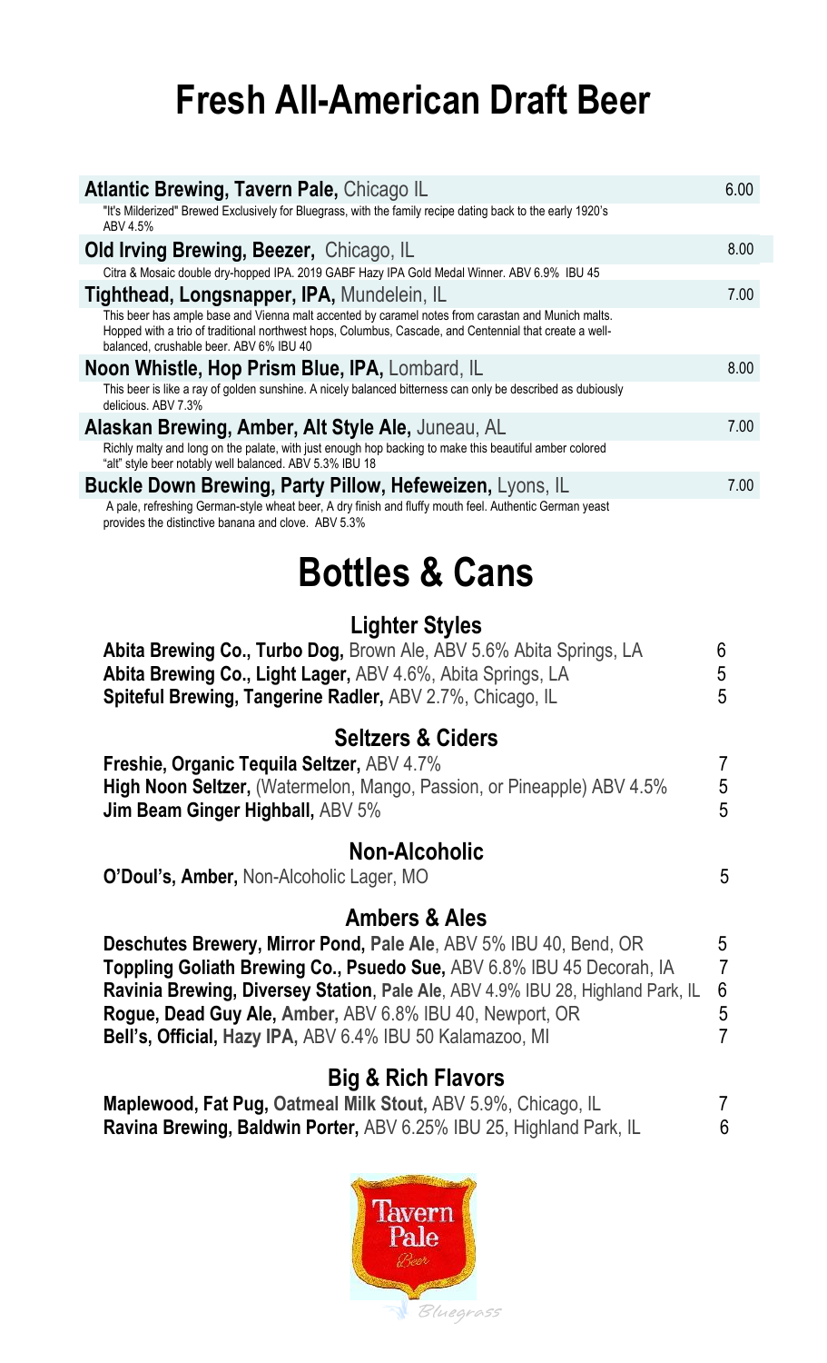# Fresh All-American Draft Beer

**Atlantic Brewing, Tavern Pale,** Chicago IL — 6.00

"It's Milderized" Brewed Exclusively for Bluegrass, with the family recipe dating back to the early 1920's ABV 4.5%

**Old Irving Brewing, Beezer,** Chicago, IL — 8.00

Citra & Mosaic double dry-hopped IPA. 2019 GABF Hazy IPA Gold Medal Winner. ABV 6.9% IBU 45

**Tighthead, Longsnapper, IPA,** Mundelein, IL — 7.00

This beer has ample base and Vienna malt accented by caramel notes from carastan and Munich malts. Hopped with a trio of traditional northwest hops, Columbus, Cascade, and Centennial that create a well-balanced, crushable beer. ABV 6% IBU 40

**Noon Whistle, Hop Prism Blue, IPA,** Lombard, IL — 8.00

This beer is like a ray of golden sunshine. A nicely balanced bitterness can only be described as dubiously delicious. ABV 7.3%

**Alaskan Brewing, Amber, Alt Style Ale,** Juneau, AL — 7.00

Richly malty and long on the palate, with just enough hop backing to make this beautiful amber colored "alt" style beer notably well balanced. ABV 5.3% IBU 18

**Buckle Down Brewing, Party Pillow, Hefeweizen,** Lyons, IL — 7.00

A pale, refreshing German-style wheat beer, A dry finish and fluffy mouth feel. Authentic German yeast provides the distinctive banana and clove. ABV 5.3%

# Bottles & Cans

## Lighter Styles

**Abita Brewing Co., Turbo Dog,** Brown Ale, ABV 5.6% Abita Springs, LA — 6
**Abita Brewing Co., Light Lager,** ABV 4.6%, Abita Springs, LA — 5
**Spiteful Brewing, Tangerine Radler,** ABV 2.7%, Chicago, IL — 5

## Seltzers & Ciders

**Freshie, Organic Tequila Seltzer,** ABV 4.7% — 7
**High Noon Seltzer,** (Watermelon, Mango, Passion, or Pineapple) ABV 4.5% — 5
**Jim Beam Ginger Highball,** ABV 5% — 5

## Non-Alcoholic

**O'Doul's, Amber,** Non-Alcoholic Lager, MO — 5

## Ambers & Ales

**Deschutes Brewery, Mirror Pond, Pale Ale**, ABV 5% IBU 40, Bend, OR — 5
**Toppling Goliath Brewing Co., Psuedo Sue,** ABV 6.8% IBU 45 Decorah, IA — 7
**Ravinia Brewing, Diversey Station, Pale Ale**, ABV 4.9% IBU 28, Highland Park, IL — 6
**Rogue, Dead Guy Ale, Amber,** ABV 6.8% IBU 40, Newport, OR — 5
**Bell's, Official, Hazy IPA,** ABV 6.4% IBU 50 Kalamazoo, MI — 7

## Big & Rich Flavors

**Maplewood, Fat Pug, Oatmeal Milk Stout,** ABV 5.9%, Chicago, IL — 7
**Ravina Brewing, Baldwin Porter,** ABV 6.25% IBU 25, Highland Park, IL — 6

Tavern Pale Beer

Bluegrass